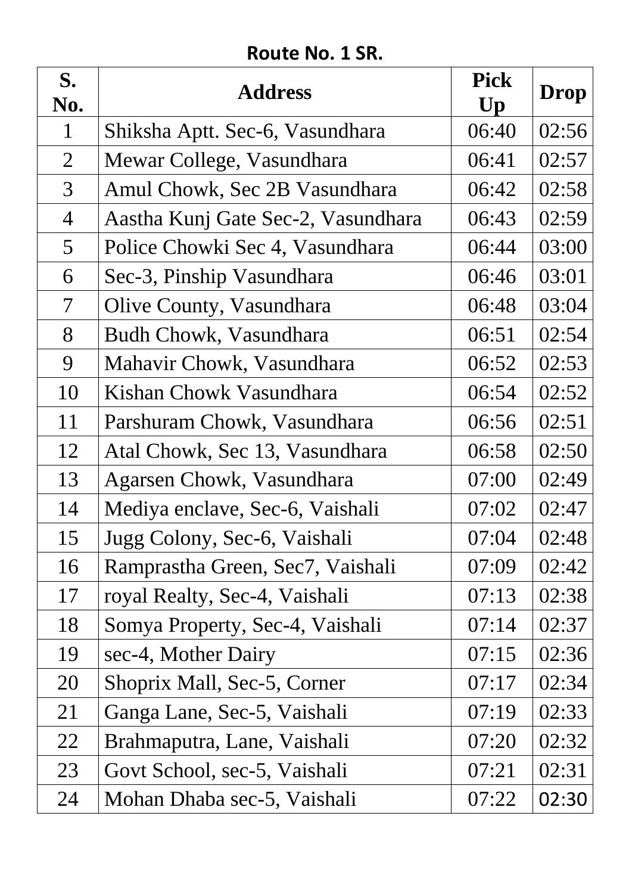**Route No. 1 SR.**

| S. No. | Address | Pick Up | Drop |
|---|---|---|---|
| 1 | Shiksha Aptt. Sec-6, Vasundhara | 06:40 | 02:56 |
| 2 | Mewar College, Vasundhara | 06:41 | 02:57 |
| 3 | Amul Chowk, Sec 2B Vasundhara | 06:42 | 02:58 |
| 4 | Aastha Kunj Gate Sec-2, Vasundhara | 06:43 | 02:59 |
| 5 | Police Chowki Sec 4, Vasundhara | 06:44 | 03:00 |
| 6 | Sec-3, Pinship Vasundhara | 06:46 | 03:01 |
| 7 | Olive County, Vasundhara | 06:48 | 03:04 |
| 8 | Budh Chowk, Vasundhara | 06:51 | 02:54 |
| 9 | Mahavir Chowk, Vasundhara | 06:52 | 02:53 |
| 10 | Kishan Chowk Vasundhara | 06:54 | 02:52 |
| 11 | Parshuram Chowk, Vasundhara | 06:56 | 02:51 |
| 12 | Atal Chowk, Sec 13, Vasundhara | 06:58 | 02:50 |
| 13 | Agarsen Chowk, Vasundhara | 07:00 | 02:49 |
| 14 | Mediya enclave, Sec-6, Vaishali | 07:02 | 02:47 |
| 15 | Jugg Colony, Sec-6, Vaishali | 07:04 | 02:48 |
| 16 | Ramprastha Green, Sec7, Vaishali | 07:09 | 02:42 |
| 17 | royal Realty, Sec-4, Vaishali | 07:13 | 02:38 |
| 18 | Somya Property, Sec-4, Vaishali | 07:14 | 02:37 |
| 19 | sec-4, Mother Dairy | 07:15 | 02:36 |
| 20 | Shoprix Mall, Sec-5, Corner | 07:17 | 02:34 |
| 21 | Ganga Lane, Sec-5, Vaishali | 07:19 | 02:33 |
| 22 | Brahmaputra, Lane, Vaishali | 07:20 | 02:32 |
| 23 | Govt School, sec-5, Vaishali | 07:21 | 02:31 |
| 24 | Mohan Dhaba sec-5, Vaishali | 07:22 | 02:30 |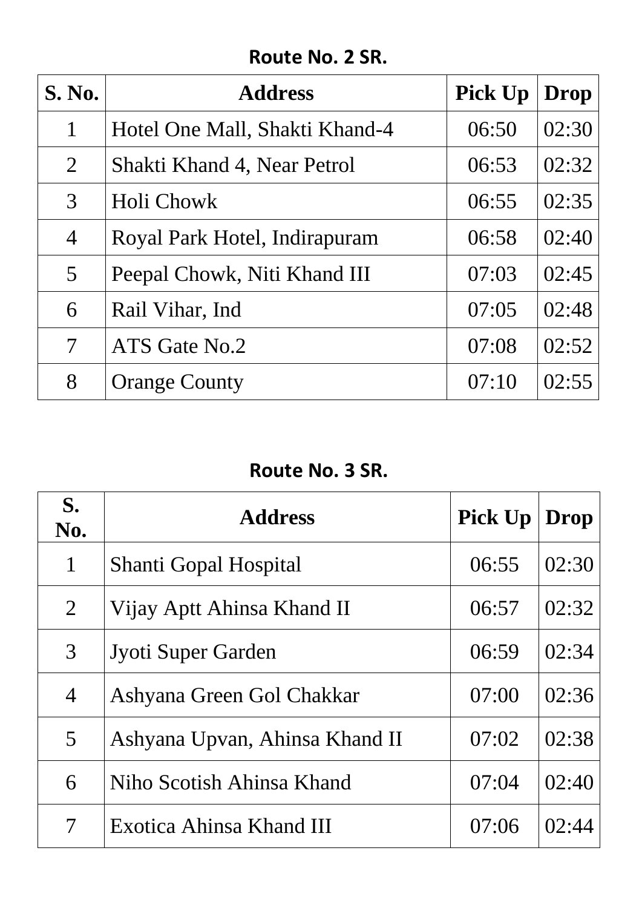## Route No. 2 SR.

| S. No. | Address | Pick Up | Drop |
|---|---|---|---|
| 1 | Hotel One Mall, Shakti Khand-4 | 06:50 | 02:30 |
| 2 | Shakti Khand 4, Near Petrol | 06:53 | 02:32 |
| 3 | Holi Chowk | 06:55 | 02:35 |
| 4 | Royal Park Hotel, Indirapuram | 06:58 | 02:40 |
| 5 | Peepal Chowk, Niti Khand III | 07:03 | 02:45 |
| 6 | Rail Vihar, Ind | 07:05 | 02:48 |
| 7 | ATS Gate No.2 | 07:08 | 02:52 |
| 8 | Orange County | 07:10 | 02:55 |

## Route No. 3 SR.

| S. No. | Address | Pick Up | Drop |
|---|---|---|---|
| 1 | Shanti Gopal Hospital | 06:55 | 02:30 |
| 2 | Vijay Aptt Ahinsa Khand II | 06:57 | 02:32 |
| 3 | Jyoti Super Garden | 06:59 | 02:34 |
| 4 | Ashyana Green Gol Chakkar | 07:00 | 02:36 |
| 5 | Ashyana Upvan, Ahinsa Khand II | 07:02 | 02:38 |
| 6 | Niho Scotish Ahinsa Khand | 07:04 | 02:40 |
| 7 | Exotica Ahinsa Khand III | 07:06 | 02:44 |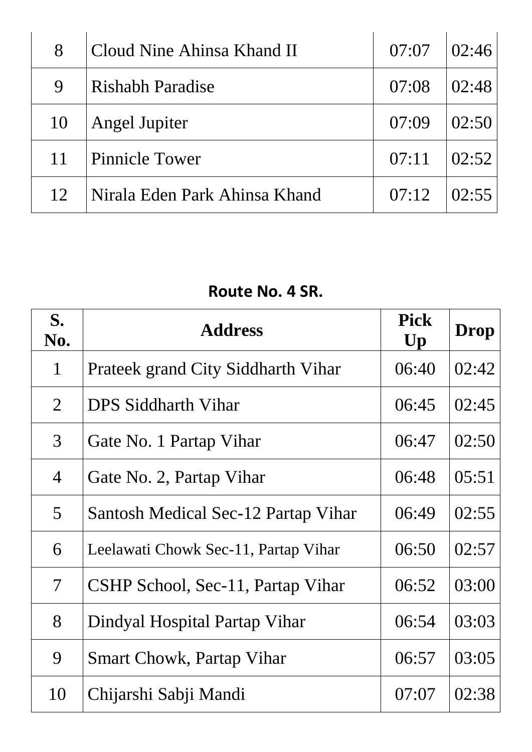| | | | |
|---|---|---|---|
| 8 | Cloud Nine Ahinsa Khand II | 07:07 | 02:46 |
| 9 | Rishabh Paradise | 07:08 | 02:48 |
| 10 | Angel Jupiter | 07:09 | 02:50 |
| 11 | Pinnicle Tower | 07:11 | 02:52 |
| 12 | Nirala Eden Park Ahinsa Khand | 07:12 | 02:55 |

**Route No. 4 SR.**

| S. No. | Address | Pick Up | Drop |
|---|---|---|---|
| 1 | Prateek grand City Siddharth Vihar | 06:40 | 02:42 |
| 2 | DPS Siddharth Vihar | 06:45 | 02:45 |
| 3 | Gate No. 1 Partap Vihar | 06:47 | 02:50 |
| 4 | Gate No. 2, Partap Vihar | 06:48 | 05:51 |
| 5 | Santosh Medical Sec-12 Partap Vihar | 06:49 | 02:55 |
| 6 | Leelawati Chowk Sec-11, Partap Vihar | 06:50 | 02:57 |
| 7 | CSHP School, Sec-11, Partap Vihar | 06:52 | 03:00 |
| 8 | Dindyal Hospital Partap Vihar | 06:54 | 03:03 |
| 9 | Smart Chowk, Partap Vihar | 06:57 | 03:05 |
| 10 | Chijarshi Sabji Mandi | 07:07 | 02:38 |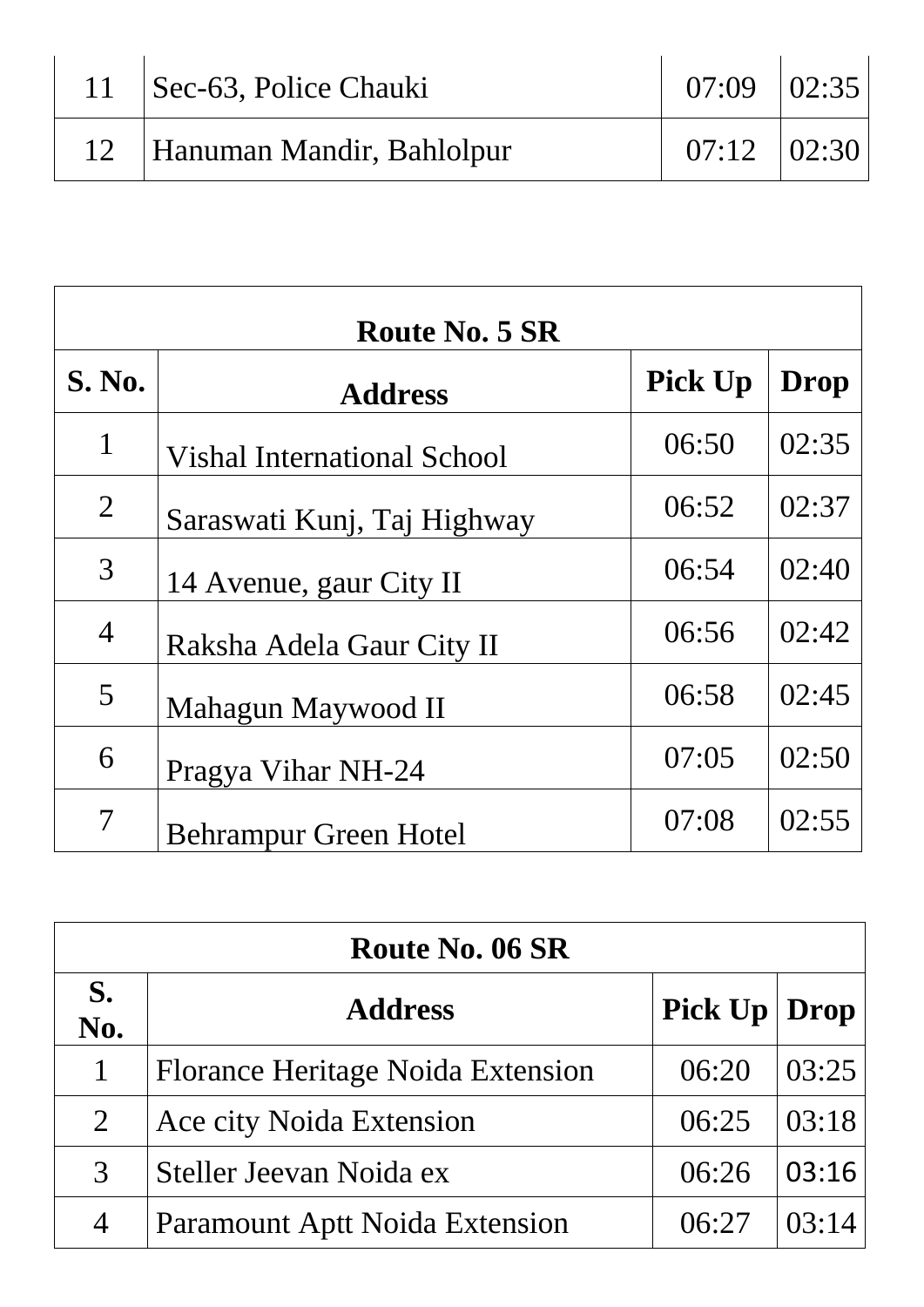| 11 | Sec-63, Police Chauki | 07:09 | 02:35 |
|---|---|---|---|
| 12 | Hanuman Mandir, Bahlolpur | 07:12 | 02:30 |

| Route No. 5 SR | | | |
|---|---|---|---|
| **S. No.** | **Address** | **Pick Up** | **Drop** |
| 1 | Vishal International School | 06:50 | 02:35 |
| 2 | Saraswati Kunj, Taj Highway | 06:52 | 02:37 |
| 3 | 14 Avenue, gaur City II | 06:54 | 02:40 |
| 4 | Raksha Adela Gaur City II | 06:56 | 02:42 |
| 5 | Mahagun Maywood II | 06:58 | 02:45 |
| 6 | Pragya Vihar NH-24 | 07:05 | 02:50 |
| 7 | Behrampur Green Hotel | 07:08 | 02:55 |

| Route No. 06 SR | | | |
|---|---|---|---|
| **S. No.** | **Address** | **Pick Up** | **Drop** |
| 1 | Florance Heritage Noida Extension | 06:20 | 03:25 |
| 2 | Ace city Noida Extension | 06:25 | 03:18 |
| 3 | Steller Jeevan Noida ex | 06:26 | 03:16 |
| 4 | Paramount Aptt Noida Extension | 06:27 | 03:14 |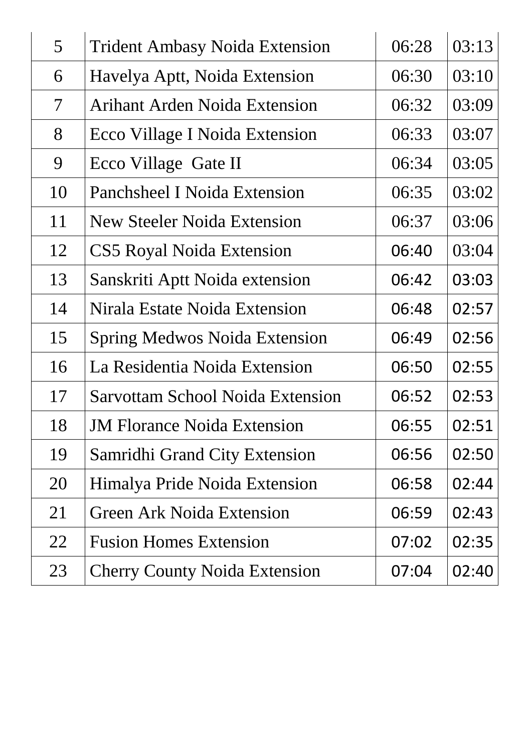| 5 | Trident Ambasy Noida Extension | 06:28 | 03:13 |
|---|---|---|---|
| 6 | Havelya Aptt, Noida Extension | 06:30 | 03:10 |
| 7 | Arihant Arden Noida Extension | 06:32 | 03:09 |
| 8 | Ecco Village I Noida Extension | 06:33 | 03:07 |
| 9 | Ecco Village  Gate II | 06:34 | 03:05 |
| 10 | Panchsheel I Noida Extension | 06:35 | 03:02 |
| 11 | New Steeler Noida Extension | 06:37 | 03:06 |
| 12 | CS5 Royal Noida Extension | 06:40 | 03:04 |
| 13 | Sanskriti Aptt Noida extension | 06:42 | 03:03 |
| 14 | Nirala Estate Noida Extension | 06:48 | 02:57 |
| 15 | Spring Medwos Noida Extension | 06:49 | 02:56 |
| 16 | La Residentia Noida Extension | 06:50 | 02:55 |
| 17 | Sarvottam School Noida Extension | 06:52 | 02:53 |
| 18 | JM Florance Noida Extension | 06:55 | 02:51 |
| 19 | Samridhi Grand City Extension | 06:56 | 02:50 |
| 20 | Himalya Pride Noida Extension | 06:58 | 02:44 |
| 21 | Green Ark Noida Extension | 06:59 | 02:43 |
| 22 | Fusion Homes Extension | 07:02 | 02:35 |
| 23 | Cherry County Noida Extension | 07:04 | 02:40 |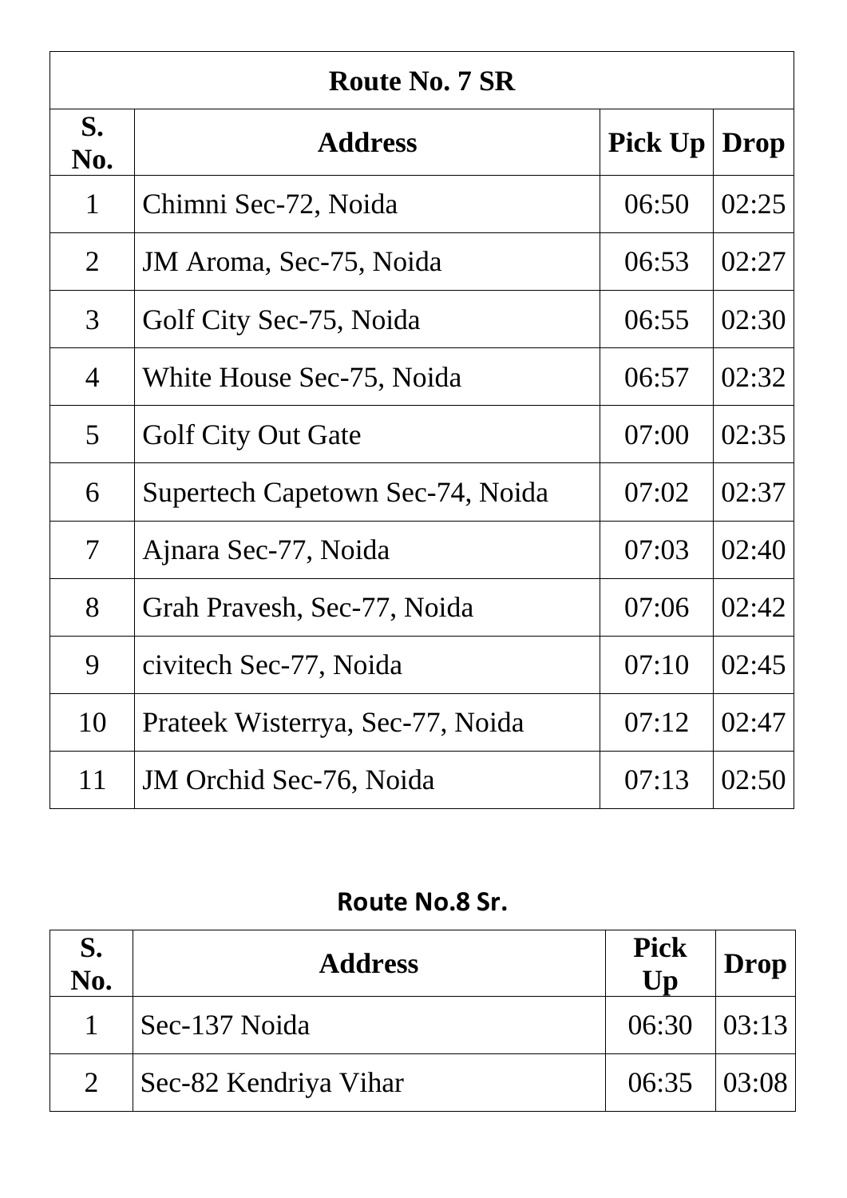| Route No. 7 SR | | | |
|---|---|---|---|
| **S. No.** | **Address** | **Pick Up** | **Drop** |
| 1 | Chimni Sec-72, Noida | 06:50 | 02:25 |
| 2 | JM Aroma, Sec-75, Noida | 06:53 | 02:27 |
| 3 | Golf City Sec-75, Noida | 06:55 | 02:30 |
| 4 | White House Sec-75, Noida | 06:57 | 02:32 |
| 5 | Golf City Out Gate | 07:00 | 02:35 |
| 6 | Supertech Capetown Sec-74, Noida | 07:02 | 02:37 |
| 7 | Ajnara Sec-77, Noida | 07:03 | 02:40 |
| 8 | Grah Pravesh, Sec-77, Noida | 07:06 | 02:42 |
| 9 | civitech Sec-77, Noida | 07:10 | 02:45 |
| 10 | Prateek Wisterrya, Sec-77, Noida | 07:12 | 02:47 |
| 11 | JM Orchid Sec-76, Noida | 07:13 | 02:50 |

**Route No.8 Sr.**

| S. No. | Address | Pick Up | Drop |
|---|---|---|---|
| 1 | Sec-137 Noida | 06:30 | 03:13 |
| 2 | Sec-82 Kendriya Vihar | 06:35 | 03:08 |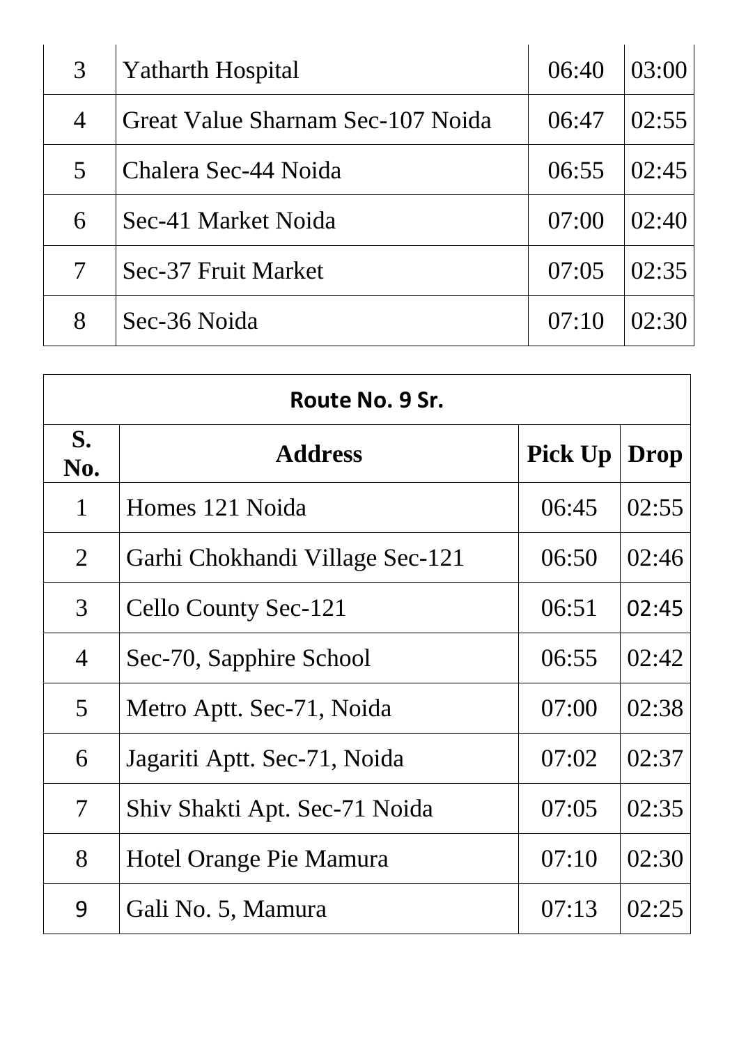| 3 | Yatharth Hospital | 06:40 | 03:00 |
|---|---|---|---|
| 4 | Great Value Sharnam Sec-107 Noida | 06:47 | 02:55 |
| 5 | Chalera Sec-44 Noida | 06:55 | 02:45 |
| 6 | Sec-41 Market Noida | 07:00 | 02:40 |
| 7 | Sec-37 Fruit Market | 07:05 | 02:35 |
| 8 | Sec-36 Noida | 07:10 | 02:30 |

| Route No. 9 Sr. | | | |
|---|---|---|---|
| **S. No.** | **Address** | **Pick Up** | **Drop** |
| 1 | Homes 121 Noida | 06:45 | 02:55 |
| 2 | Garhi Chokhandi Village Sec-121 | 06:50 | 02:46 |
| 3 | Cello County Sec-121 | 06:51 | 02:45 |
| 4 | Sec-70, Sapphire School | 06:55 | 02:42 |
| 5 | Metro Aptt. Sec-71, Noida | 07:00 | 02:38 |
| 6 | Jagariti Aptt. Sec-71, Noida | 07:02 | 02:37 |
| 7 | Shiv Shakti Apt. Sec-71 Noida | 07:05 | 02:35 |
| 8 | Hotel Orange Pie Mamura | 07:10 | 02:30 |
| 9 | Gali No. 5, Mamura | 07:13 | 02:25 |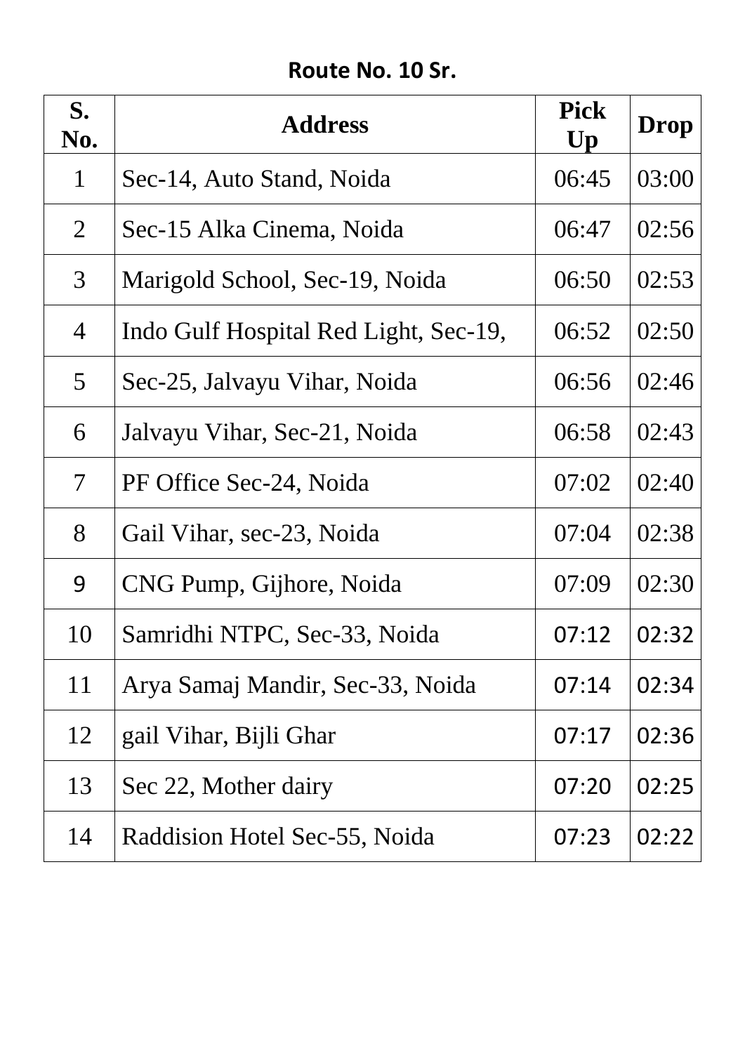**Route No. 10 Sr.**

| S. No. | Address | Pick Up | Drop |
|---|---|---|---|
| 1 | Sec-14, Auto Stand, Noida | 06:45 | 03:00 |
| 2 | Sec-15 Alka Cinema, Noida | 06:47 | 02:56 |
| 3 | Marigold School, Sec-19, Noida | 06:50 | 02:53 |
| 4 | Indo Gulf Hospital Red Light, Sec-19, | 06:52 | 02:50 |
| 5 | Sec-25, Jalvayu Vihar, Noida | 06:56 | 02:46 |
| 6 | Jalvayu Vihar, Sec-21, Noida | 06:58 | 02:43 |
| 7 | PF Office Sec-24, Noida | 07:02 | 02:40 |
| 8 | Gail Vihar, sec-23, Noida | 07:04 | 02:38 |
| 9 | CNG Pump, Gijhore, Noida | 07:09 | 02:30 |
| 10 | Samridhi NTPC, Sec-33, Noida | 07:12 | 02:32 |
| 11 | Arya Samaj Mandir, Sec-33, Noida | 07:14 | 02:34 |
| 12 | gail Vihar, Bijli Ghar | 07:17 | 02:36 |
| 13 | Sec 22, Mother dairy | 07:20 | 02:25 |
| 14 | Raddision Hotel Sec-55, Noida | 07:23 | 02:22 |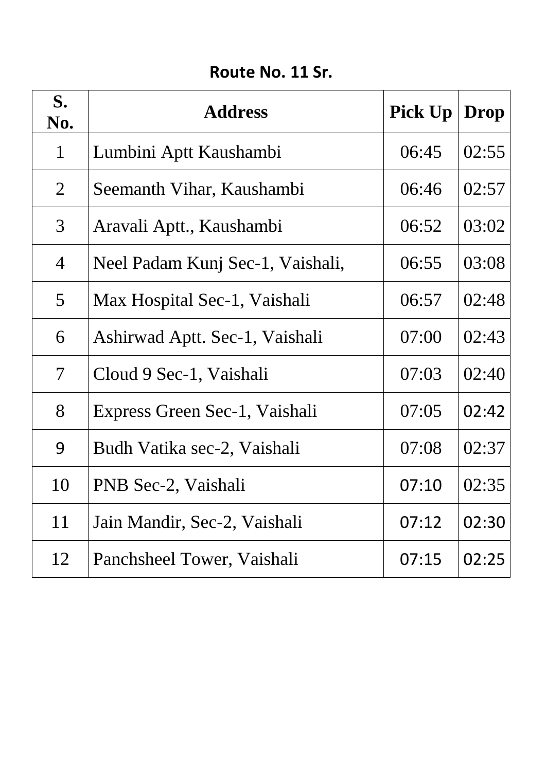## Route No. 11 Sr.

| S. No. | Address | Pick Up | Drop |
|---|---|---|---|
| 1 | Lumbini Aptt Kaushambi | 06:45 | 02:55 |
| 2 | Seemanth Vihar, Kaushambi | 06:46 | 02:57 |
| 3 | Aravali Aptt., Kaushambi | 06:52 | 03:02 |
| 4 | Neel Padam Kunj Sec-1, Vaishali, | 06:55 | 03:08 |
| 5 | Max Hospital Sec-1, Vaishali | 06:57 | 02:48 |
| 6 | Ashirwad Aptt. Sec-1, Vaishali | 07:00 | 02:43 |
| 7 | Cloud 9 Sec-1, Vaishali | 07:03 | 02:40 |
| 8 | Express Green Sec-1, Vaishali | 07:05 | 02:42 |
| 9 | Budh Vatika sec-2, Vaishali | 07:08 | 02:37 |
| 10 | PNB Sec-2, Vaishali | 07:10 | 02:35 |
| 11 | Jain Mandir, Sec-2, Vaishali | 07:12 | 02:30 |
| 12 | Panchsheel Tower, Vaishali | 07:15 | 02:25 |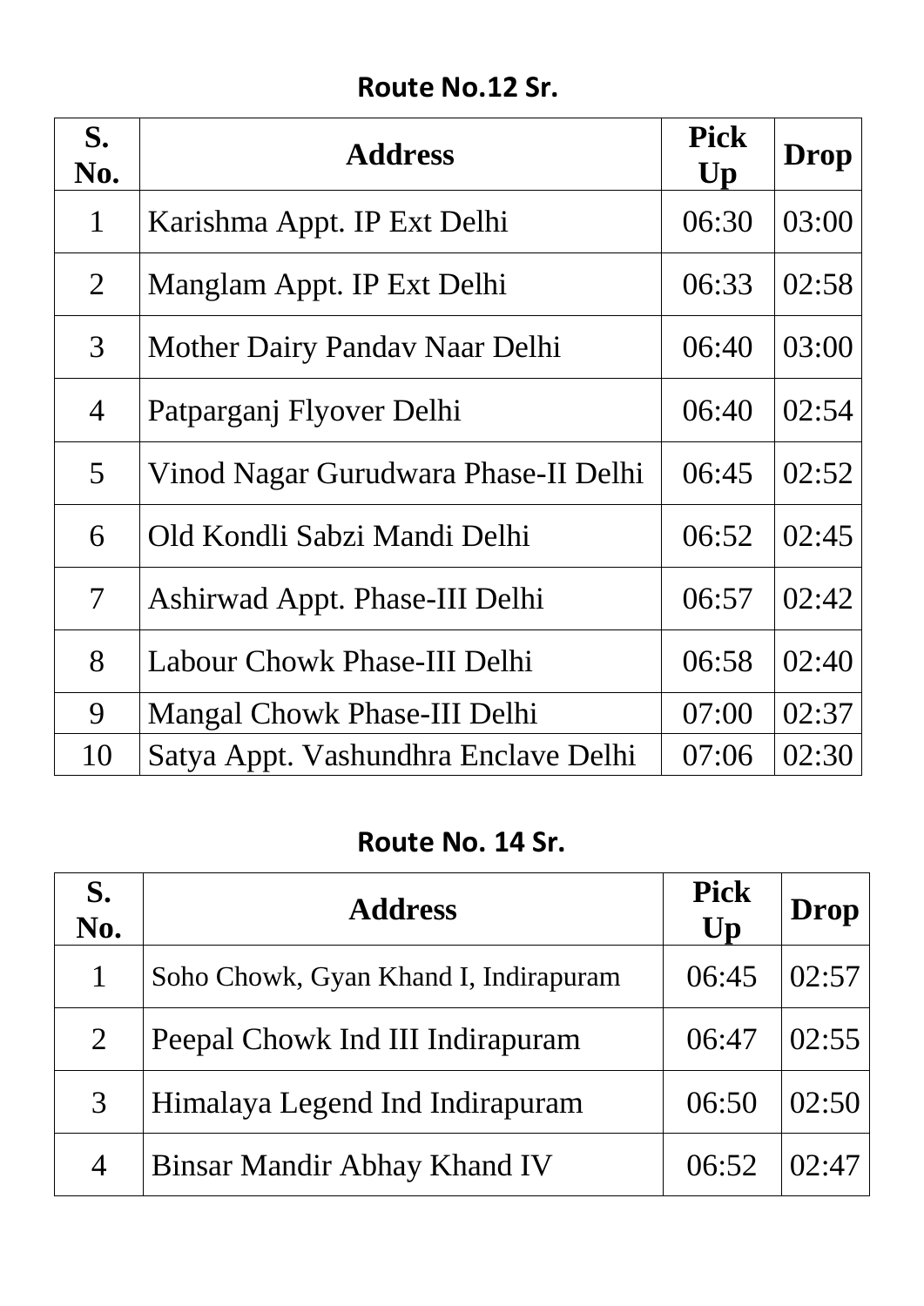## Route No.12 Sr.

| S. No. | Address | Pick Up | Drop |
|---|---|---|---|
| 1 | Karishma Appt. IP Ext Delhi | 06:30 | 03:00 |
| 2 | Manglam Appt. IP Ext Delhi | 06:33 | 02:58 |
| 3 | Mother Dairy Pandav Naar Delhi | 06:40 | 03:00 |
| 4 | Patparganj Flyover Delhi | 06:40 | 02:54 |
| 5 | Vinod Nagar Gurudwara Phase-II Delhi | 06:45 | 02:52 |
| 6 | Old Kondli Sabzi Mandi Delhi | 06:52 | 02:45 |
| 7 | Ashirwad Appt. Phase-III Delhi | 06:57 | 02:42 |
| 8 | Labour Chowk Phase-III Delhi | 06:58 | 02:40 |
| 9 | Mangal Chowk Phase-III Delhi | 07:00 | 02:37 |
| 10 | Satya Appt. Vashundhra Enclave Delhi | 07:06 | 02:30 |

## Route No. 14 Sr.

| S. No. | Address | Pick Up | Drop |
|---|---|---|---|
| 1 | Soho Chowk, Gyan Khand I, Indirapuram | 06:45 | 02:57 |
| 2 | Peepal Chowk Ind III Indirapuram | 06:47 | 02:55 |
| 3 | Himalaya Legend Ind Indirapuram | 06:50 | 02:50 |
| 4 | Binsar Mandir Abhay Khand IV | 06:52 | 02:47 |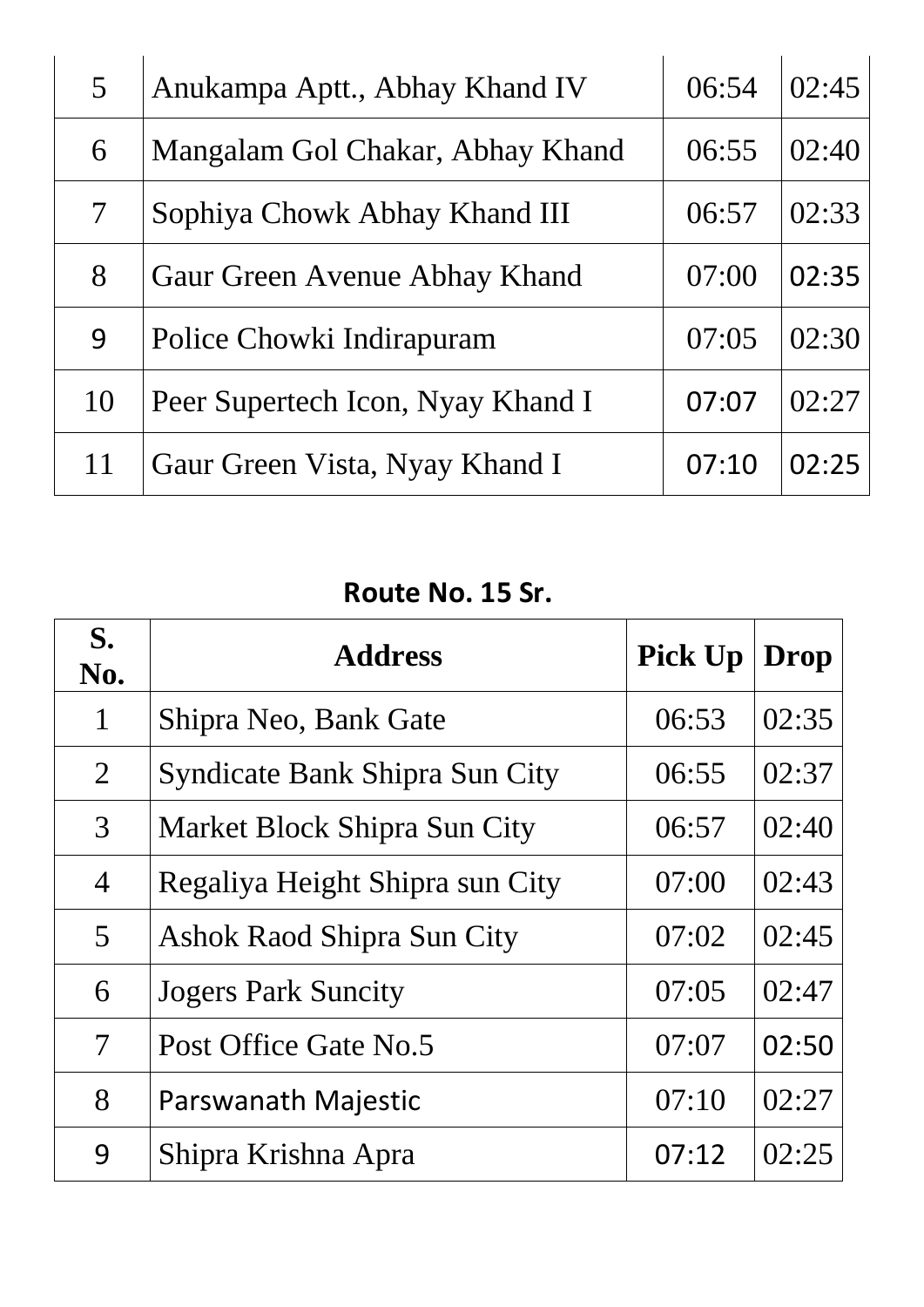| 5 | Anukampa Aptt., Abhay Khand IV | 06:54 | 02:45 |
|---|---|---|---|
| 6 | Mangalam Gol Chakar, Abhay Khand | 06:55 | 02:40 |
| 7 | Sophiya Chowk Abhay Khand III | 06:57 | 02:33 |
| 8 | Gaur Green Avenue Abhay Khand | 07:00 | 02:35 |
| 9 | Police Chowki Indirapuram | 07:05 | 02:30 |
| 10 | Peer Supertech Icon, Nyay Khand I | 07:07 | 02:27 |
| 11 | Gaur Green Vista, Nyay Khand I | 07:10 | 02:25 |

**Route No. 15 Sr.**

| S. No. | Address | Pick Up | Drop |
|---|---|---|---|
| 1 | Shipra Neo, Bank Gate | 06:53 | 02:35 |
| 2 | Syndicate Bank Shipra Sun City | 06:55 | 02:37 |
| 3 | Market Block Shipra Sun City | 06:57 | 02:40 |
| 4 | Regaliya Height Shipra sun City | 07:00 | 02:43 |
| 5 | Ashok Raod Shipra Sun City | 07:02 | 02:45 |
| 6 | Jogers Park Suncity | 07:05 | 02:47 |
| 7 | Post Office Gate No.5 | 07:07 | 02:50 |
| 8 | Parswanath Majestic | 07:10 | 02:27 |
| 9 | Shipra Krishna Apra | 07:12 | 02:25 |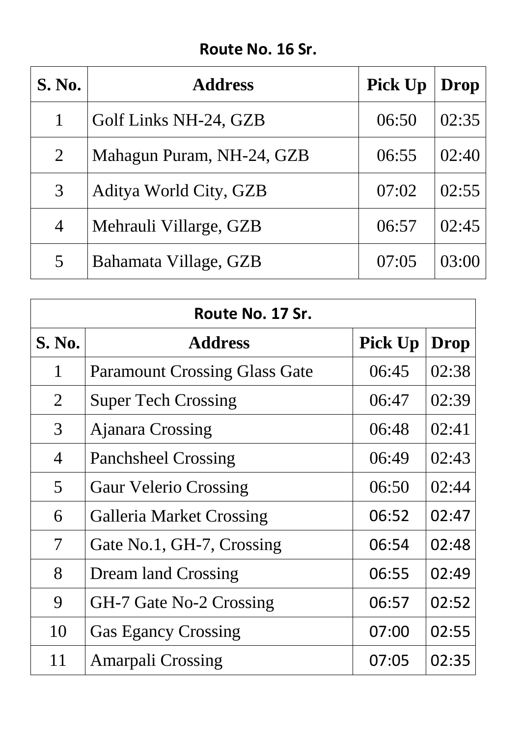## Route No. 16 Sr.

| S. No. | Address | Pick Up | Drop |
|---|---|---|---|
| 1 | Golf Links NH-24, GZB | 06:50 | 02:35 |
| 2 | Mahagun Puram, NH-24, GZB | 06:55 | 02:40 |
| 3 | Aditya World City, GZB | 07:02 | 02:55 |
| 4 | Mehrauli Villarge, GZB | 06:57 | 02:45 |
| 5 | Bahamata Village, GZB | 07:05 | 03:00 |

## Route No. 17 Sr.

| S. No. | Address | Pick Up | Drop |
|---|---|---|---|
| 1 | Paramount Crossing Glass Gate | 06:45 | 02:38 |
| 2 | Super Tech Crossing | 06:47 | 02:39 |
| 3 | Ajanara Crossing | 06:48 | 02:41 |
| 4 | Panchsheel Crossing | 06:49 | 02:43 |
| 5 | Gaur Velerio Crossing | 06:50 | 02:44 |
| 6 | Galleria Market Crossing | 06:52 | 02:47 |
| 7 | Gate No.1, GH-7, Crossing | 06:54 | 02:48 |
| 8 | Dream land Crossing | 06:55 | 02:49 |
| 9 | GH-7 Gate No-2 Crossing | 06:57 | 02:52 |
| 10 | Gas Egancy Crossing | 07:00 | 02:55 |
| 11 | Amarpali Crossing | 07:05 | 02:35 |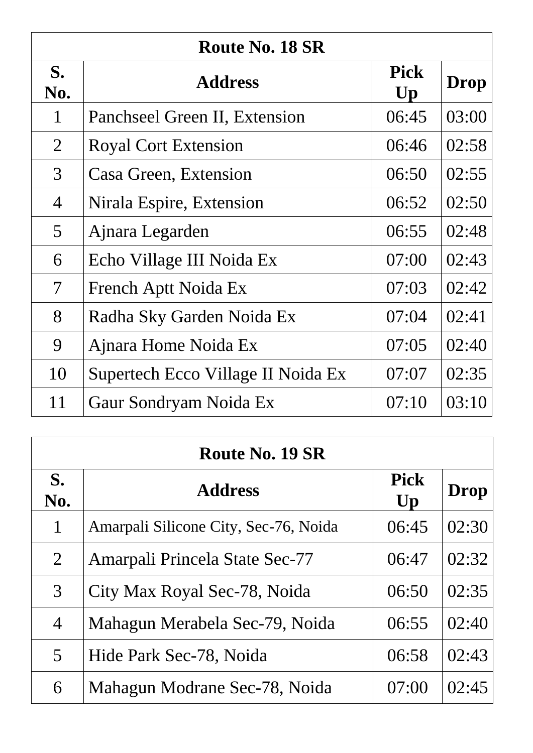| Route No. 18 SR | | | |
|---|---|---|---|
| **S. No.** | **Address** | **Pick Up** | **Drop** |
| 1 | Panchseel Green II, Extension | 06:45 | 03:00 |
| 2 | Royal Cort Extension | 06:46 | 02:58 |
| 3 | Casa Green, Extension | 06:50 | 02:55 |
| 4 | Nirala Espire, Extension | 06:52 | 02:50 |
| 5 | Ajnara Legarden | 06:55 | 02:48 |
| 6 | Echo Village III Noida Ex | 07:00 | 02:43 |
| 7 | French Aptt Noida Ex | 07:03 | 02:42 |
| 8 | Radha Sky Garden Noida Ex | 07:04 | 02:41 |
| 9 | Ajnara Home Noida Ex | 07:05 | 02:40 |
| 10 | Supertech Ecco Village II Noida Ex | 07:07 | 02:35 |
| 11 | Gaur Sondryam Noida Ex | 07:10 | 03:10 |

| Route No. 19 SR | | | |
|---|---|---|---|
| **S. No.** | **Address** | **Pick Up** | **Drop** |
| 1 | Amarpali Silicone City, Sec-76, Noida | 06:45 | 02:30 |
| 2 | Amarpali Princela State Sec-77 | 06:47 | 02:32 |
| 3 | City Max Royal Sec-78, Noida | 06:50 | 02:35 |
| 4 | Mahagun Merabela Sec-79, Noida | 06:55 | 02:40 |
| 5 | Hide Park Sec-78, Noida | 06:58 | 02:43 |
| 6 | Mahagun Modrane Sec-78, Noida | 07:00 | 02:45 |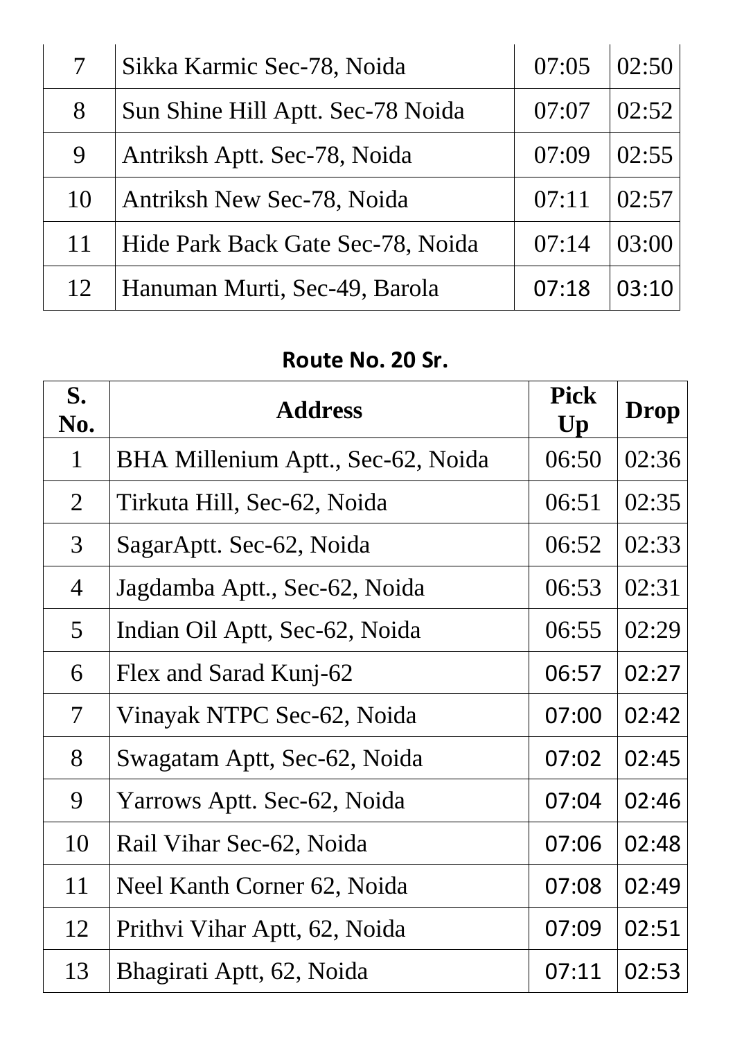| 7 | Sikka Karmic Sec-78, Noida | 07:05 | 02:50 |
|---|---|---|---|
| 8 | Sun Shine Hill Aptt. Sec-78 Noida | 07:07 | 02:52 |
| 9 | Antriksh Aptt. Sec-78, Noida | 07:09 | 02:55 |
| 10 | Antriksh New Sec-78, Noida | 07:11 | 02:57 |
| 11 | Hide Park Back Gate Sec-78, Noida | 07:14 | 03:00 |
| 12 | Hanuman Murti, Sec-49, Barola | 07:18 | 03:10 |

**Route No. 20 Sr.**

| S. No. | Address | Pick Up | Drop |
|---|---|---|---|
| 1 | BHA Millenium Aptt., Sec-62, Noida | 06:50 | 02:36 |
| 2 | Tirkuta Hill, Sec-62, Noida | 06:51 | 02:35 |
| 3 | SagarAptt. Sec-62, Noida | 06:52 | 02:33 |
| 4 | Jagdamba Aptt., Sec-62, Noida | 06:53 | 02:31 |
| 5 | Indian Oil Aptt, Sec-62, Noida | 06:55 | 02:29 |
| 6 | Flex and Sarad Kunj-62 | 06:57 | 02:27 |
| 7 | Vinayak NTPC Sec-62, Noida | 07:00 | 02:42 |
| 8 | Swagatam Aptt, Sec-62, Noida | 07:02 | 02:45 |
| 9 | Yarrows Aptt. Sec-62, Noida | 07:04 | 02:46 |
| 10 | Rail Vihar Sec-62, Noida | 07:06 | 02:48 |
| 11 | Neel Kanth Corner 62, Noida | 07:08 | 02:49 |
| 12 | Prithvi Vihar Aptt, 62, Noida | 07:09 | 02:51 |
| 13 | Bhagirati Aptt, 62, Noida | 07:11 | 02:53 |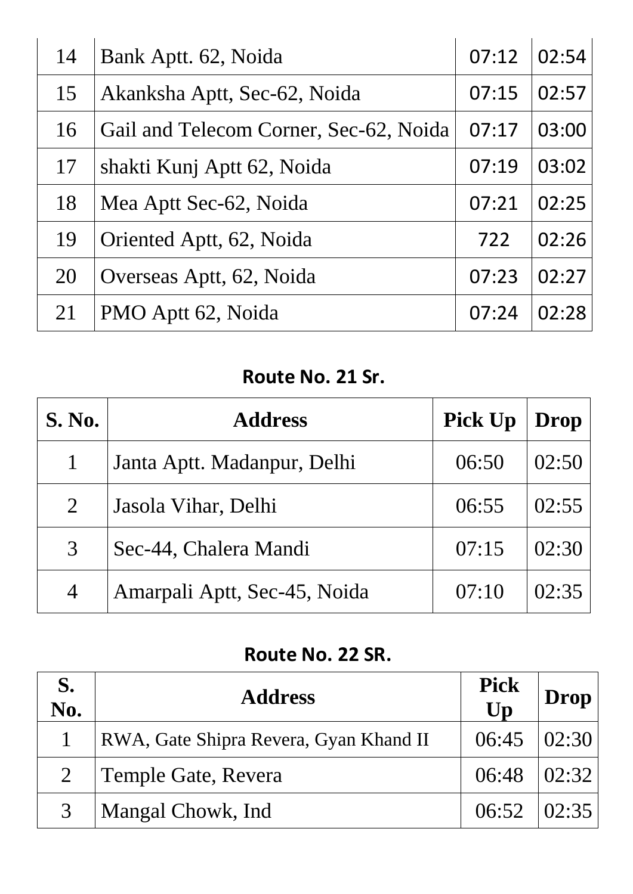| | | | |
|---|---|---|---|
| 14 | Bank Aptt. 62, Noida | 07:12 | 02:54 |
| 15 | Akanksha Aptt, Sec-62, Noida | 07:15 | 02:57 |
| 16 | Gail and Telecom Corner, Sec-62, Noida | 07:17 | 03:00 |
| 17 | shakti Kunj Aptt 62, Noida | 07:19 | 03:02 |
| 18 | Mea Aptt Sec-62, Noida | 07:21 | 02:25 |
| 19 | Oriented Aptt, 62, Noida | 722 | 02:26 |
| 20 | Overseas Aptt, 62, Noida | 07:23 | 02:27 |
| 21 | PMO Aptt 62, Noida | 07:24 | 02:28 |

## Route No. 21 Sr.

| S. No. | Address | Pick Up | Drop |
|---|---|---|---|
| 1 | Janta Aptt. Madanpur, Delhi | 06:50 | 02:50 |
| 2 | Jasola Vihar, Delhi | 06:55 | 02:55 |
| 3 | Sec-44, Chalera Mandi | 07:15 | 02:30 |
| 4 | Amarpali Aptt, Sec-45, Noida | 07:10 | 02:35 |

## Route No. 22 SR.

| S. No. | Address | Pick Up | Drop |
|---|---|---|---|
| 1 | RWA, Gate Shipra Revera, Gyan Khand II | 06:45 | 02:30 |
| 2 | Temple Gate, Revera | 06:48 | 02:32 |
| 3 | Mangal Chowk, Ind | 06:52 | 02:35 |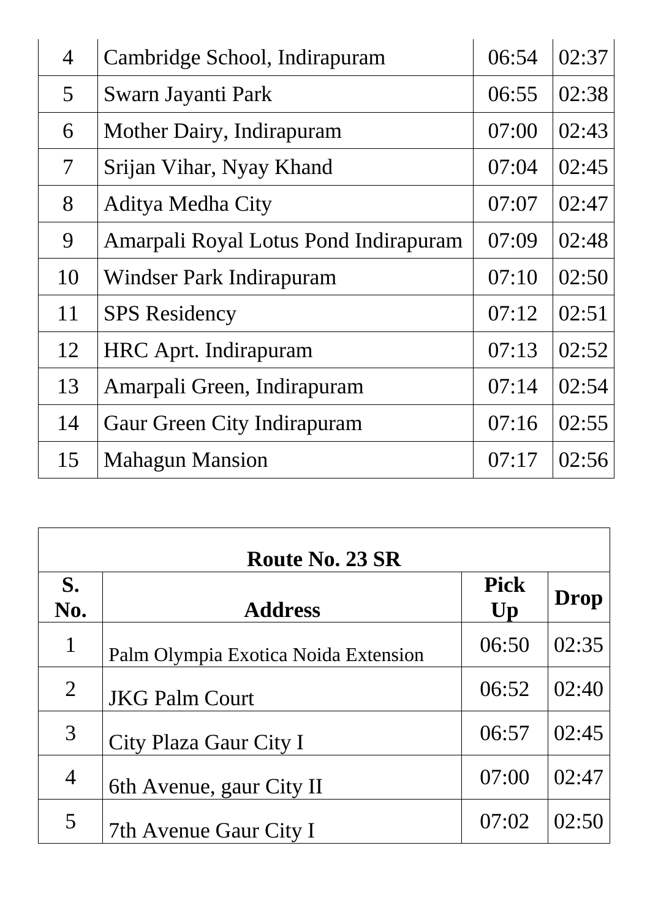| | | | |
|---|---|---|---|
| 4 | Cambridge School, Indirapuram | 06:54 | 02:37 |
| 5 | Swarn Jayanti Park | 06:55 | 02:38 |
| 6 | Mother Dairy, Indirapuram | 07:00 | 02:43 |
| 7 | Srijan Vihar, Nyay Khand | 07:04 | 02:45 |
| 8 | Aditya Medha City | 07:07 | 02:47 |
| 9 | Amarpali Royal Lotus Pond Indirapuram | 07:09 | 02:48 |
| 10 | Windser Park Indirapuram | 07:10 | 02:50 |
| 11 | SPS Residency | 07:12 | 02:51 |
| 12 | HRC Aprt. Indirapuram | 07:13 | 02:52 |
| 13 | Amarpali Green, Indirapuram | 07:14 | 02:54 |
| 14 | Gaur Green City Indirapuram | 07:16 | 02:55 |
| 15 | Mahagun Mansion | 07:17 | 02:56 |

**Route No. 23 SR**

| S. No. | Address | Pick Up | Drop |
|---|---|---|---|
| 1 | Palm Olympia Exotica Noida Extension | 06:50 | 02:35 |
| 2 | JKG Palm Court | 06:52 | 02:40 |
| 3 | City Plaza Gaur City I | 06:57 | 02:45 |
| 4 | 6th Avenue, gaur City II | 07:00 | 02:47 |
| 5 | 7th Avenue Gaur City I | 07:02 | 02:50 |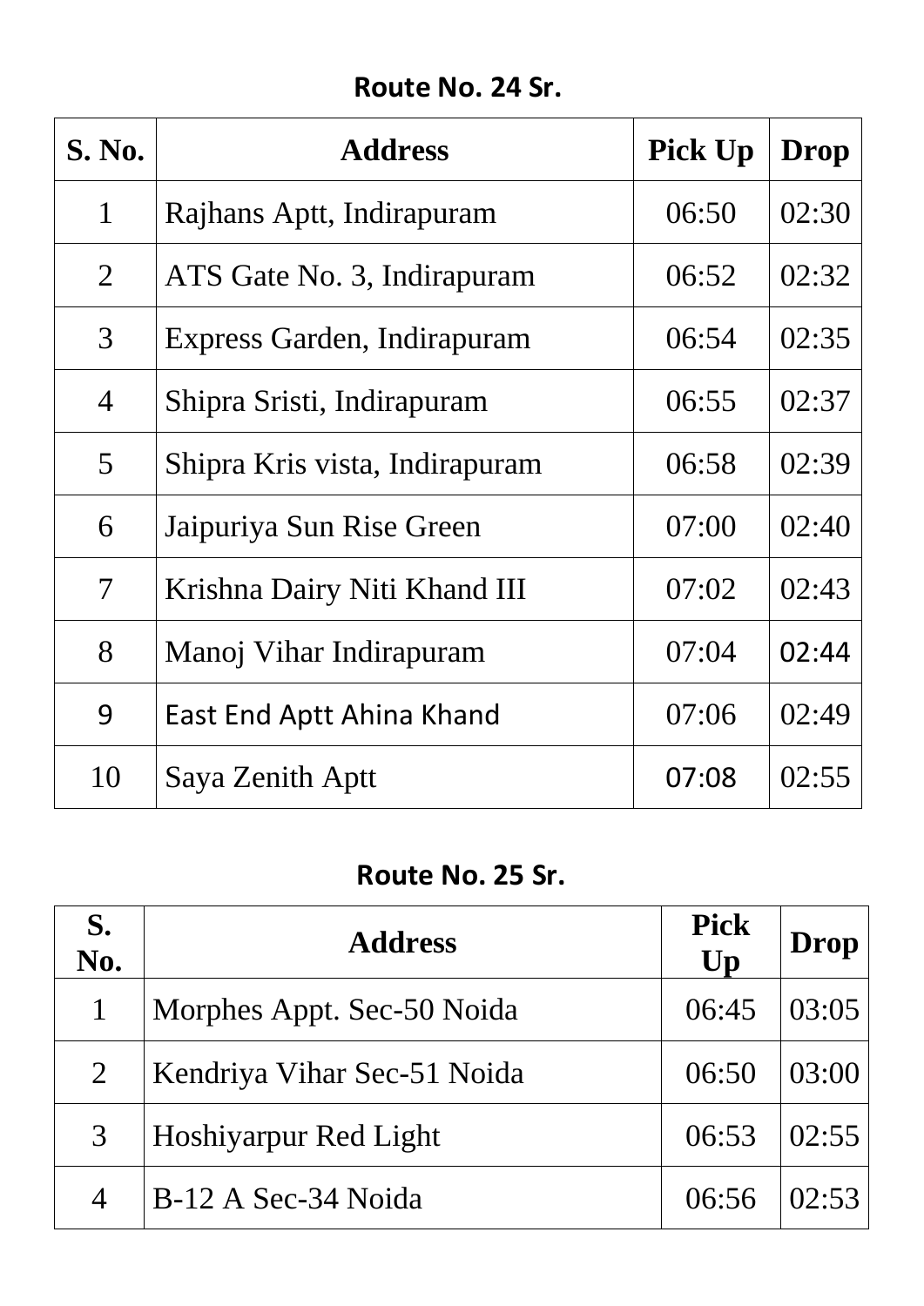## Route No. 24 Sr.

| S. No. | Address | Pick Up | Drop |
|---|---|---|---|
| 1 | Rajhans Aptt, Indirapuram | 06:50 | 02:30 |
| 2 | ATS Gate No. 3, Indirapuram | 06:52 | 02:32 |
| 3 | Express Garden, Indirapuram | 06:54 | 02:35 |
| 4 | Shipra Sristi, Indirapuram | 06:55 | 02:37 |
| 5 | Shipra Kris vista, Indirapuram | 06:58 | 02:39 |
| 6 | Jaipuriya Sun Rise Green | 07:00 | 02:40 |
| 7 | Krishna Dairy Niti Khand III | 07:02 | 02:43 |
| 8 | Manoj Vihar Indirapuram | 07:04 | 02:44 |
| 9 | East End Aptt Ahina Khand | 07:06 | 02:49 |
| 10 | Saya Zenith Aptt | 07:08 | 02:55 |

## Route No. 25 Sr.

| S. No. | Address | Pick Up | Drop |
|---|---|---|---|
| 1 | Morphes Appt. Sec-50 Noida | 06:45 | 03:05 |
| 2 | Kendriya Vihar Sec-51 Noida | 06:50 | 03:00 |
| 3 | Hoshiyarpur Red Light | 06:53 | 02:55 |
| 4 | B-12 A Sec-34 Noida | 06:56 | 02:53 |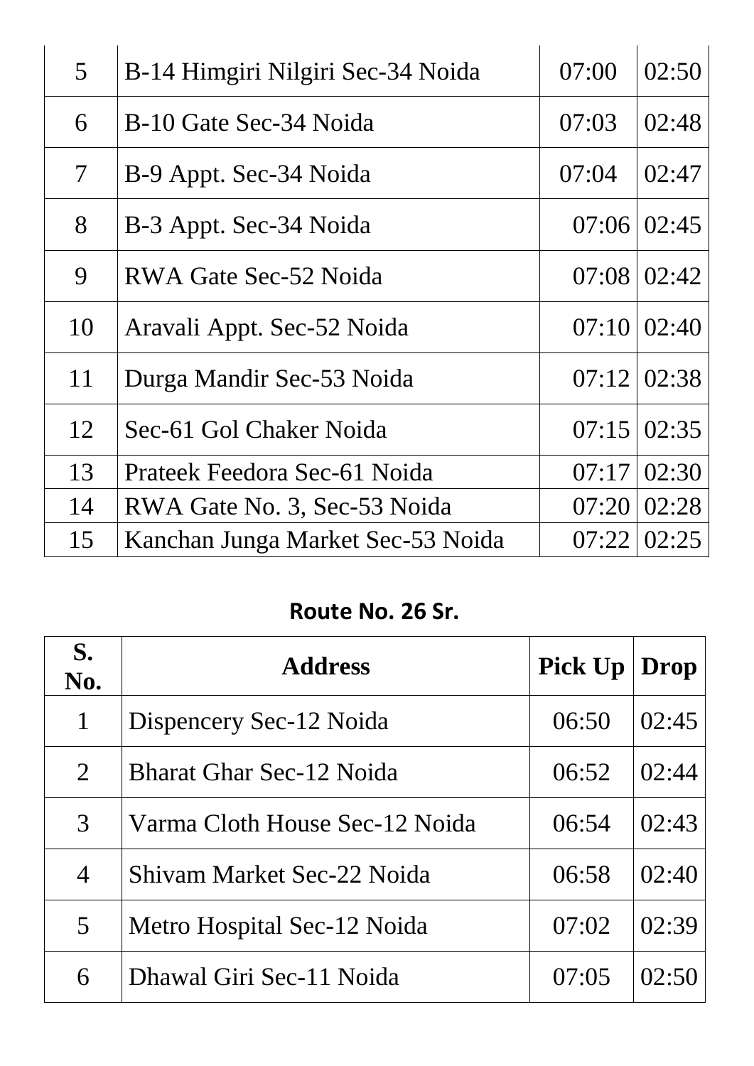| | | | |
|---|---|---|---|
| 5 | B-14 Himgiri Nilgiri Sec-34 Noida | 07:00 | 02:50 |
| 6 | B-10 Gate Sec-34 Noida | 07:03 | 02:48 |
| 7 | B-9 Appt. Sec-34 Noida | 07:04 | 02:47 |
| 8 | B-3 Appt. Sec-34 Noida | 07:06 | 02:45 |
| 9 | RWA Gate Sec-52 Noida | 07:08 | 02:42 |
| 10 | Aravali Appt. Sec-52 Noida | 07:10 | 02:40 |
| 11 | Durga Mandir Sec-53 Noida | 07:12 | 02:38 |
| 12 | Sec-61 Gol Chaker Noida | 07:15 | 02:35 |
| 13 | Prateek Feedora Sec-61 Noida | 07:17 | 02:30 |
| 14 | RWA Gate No. 3, Sec-53 Noida | 07:20 | 02:28 |
| 15 | Kanchan Junga Market Sec-53 Noida | 07:22 | 02:25 |

**Route No. 26 Sr.**

| S. No. | Address | Pick Up | Drop |
|---|---|---|---|
| 1 | Dispencery Sec-12 Noida | 06:50 | 02:45 |
| 2 | Bharat Ghar Sec-12 Noida | 06:52 | 02:44 |
| 3 | Varma Cloth House Sec-12 Noida | 06:54 | 02:43 |
| 4 | Shivam Market Sec-22 Noida | 06:58 | 02:40 |
| 5 | Metro Hospital Sec-12 Noida | 07:02 | 02:39 |
| 6 | Dhawal Giri Sec-11 Noida | 07:05 | 02:50 |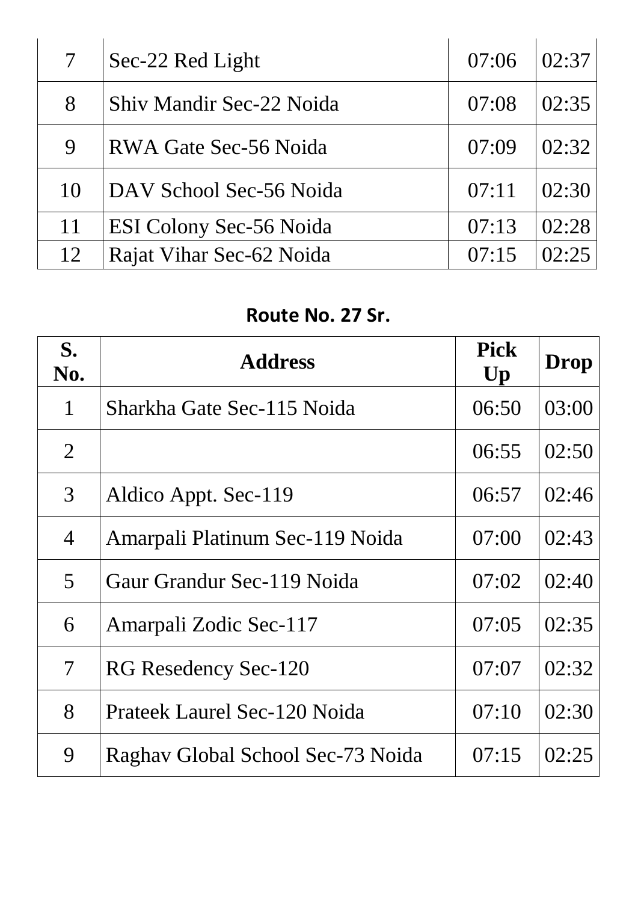| | | | |
|---|---|---|---|
| 7 | Sec-22 Red Light | 07:06 | 02:37 |
| 8 | Shiv Mandir Sec-22 Noida | 07:08 | 02:35 |
| 9 | RWA Gate Sec-56 Noida | 07:09 | 02:32 |
| 10 | DAV School Sec-56 Noida | 07:11 | 02:30 |
| 11 | ESI Colony Sec-56 Noida | 07:13 | 02:28 |
| 12 | Rajat Vihar Sec-62 Noida | 07:15 | 02:25 |

## Route No. 27 Sr.

| S. No. | Address | Pick Up | Drop |
|---|---|---|---|
| 1 | Sharkha Gate Sec-115 Noida | 06:50 | 03:00 |
| 2 | | 06:55 | 02:50 |
| 3 | Aldico Appt. Sec-119 | 06:57 | 02:46 |
| 4 | Amarpali Platinum Sec-119 Noida | 07:00 | 02:43 |
| 5 | Gaur Grandur Sec-119 Noida | 07:02 | 02:40 |
| 6 | Amarpali Zodic Sec-117 | 07:05 | 02:35 |
| 7 | RG Resedency Sec-120 | 07:07 | 02:32 |
| 8 | Prateek Laurel Sec-120 Noida | 07:10 | 02:30 |
| 9 | Raghav Global School Sec-73 Noida | 07:15 | 02:25 |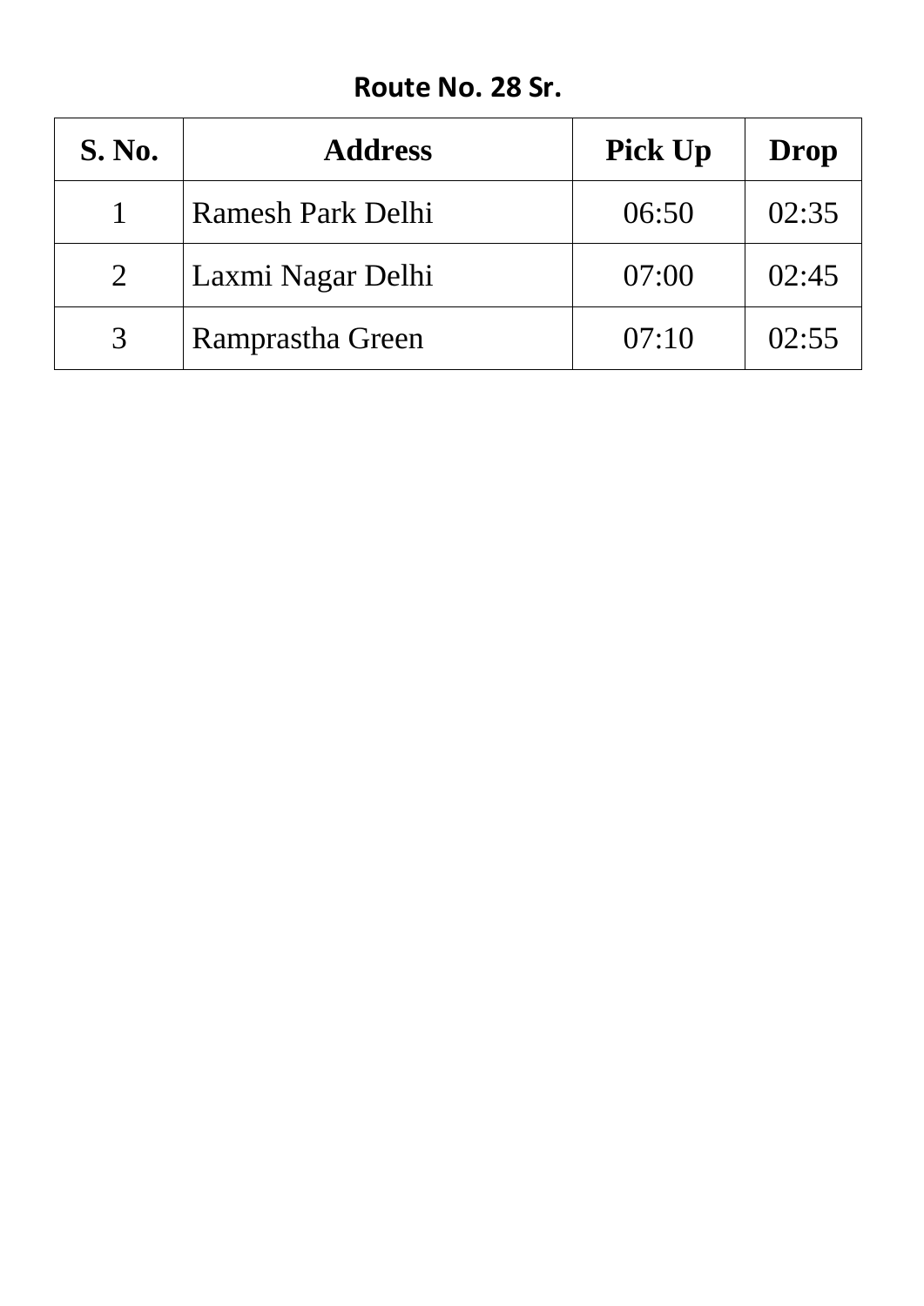## Route No. 28 Sr.

| S. No. | Address | Pick Up | Drop |
|---|---|---|---|
| 1 | Ramesh Park Delhi | 06:50 | 02:35 |
| 2 | Laxmi Nagar Delhi | 07:00 | 02:45 |
| 3 | Ramprastha Green | 07:10 | 02:55 |